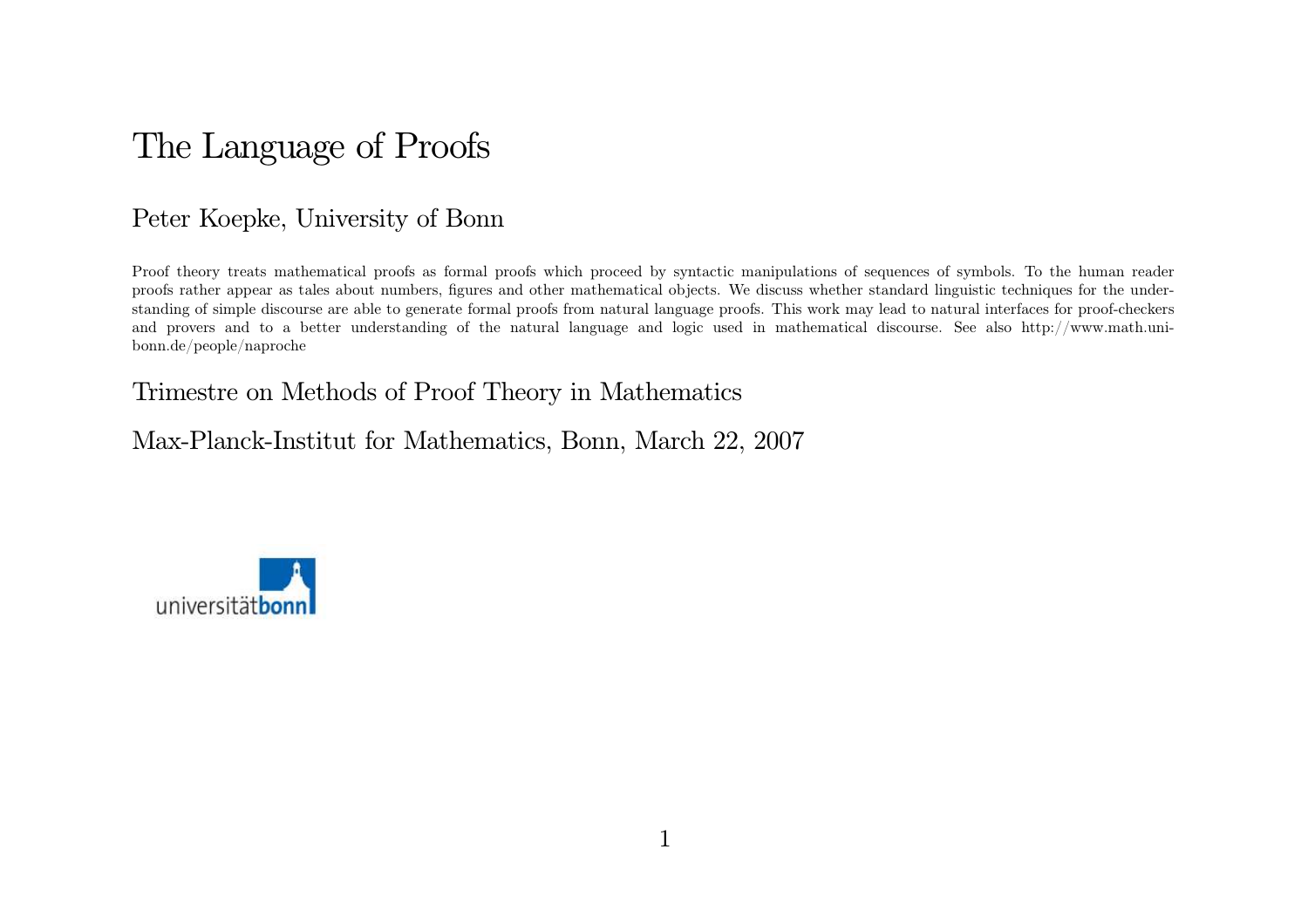# The Language of Proofs

## Peter Koepke, University of Bonn

Proof theory treats mathematical proofs as formal proofs which proceed by syntactic manipulations of sequences of symbols. To the human reader proofs rather appear as tales about numbers, figures and other mathematical objects. We discuss whether standard linguistic techniques for the understanding of simple discourse are able to generate formal proofs from natural language proofs. This work may lead to natural interfaces for proof-checkers and provers and to a better understanding of the natural language and logic used in mathematical discourse. See also http://www.math.uni-bonn.de/people/naproche

## Trimestre on Methods of Proof Theory in Mathematics

## Max-Planck-Institut for Mathematics, Bonn, March 22, 2007

universität**bonn**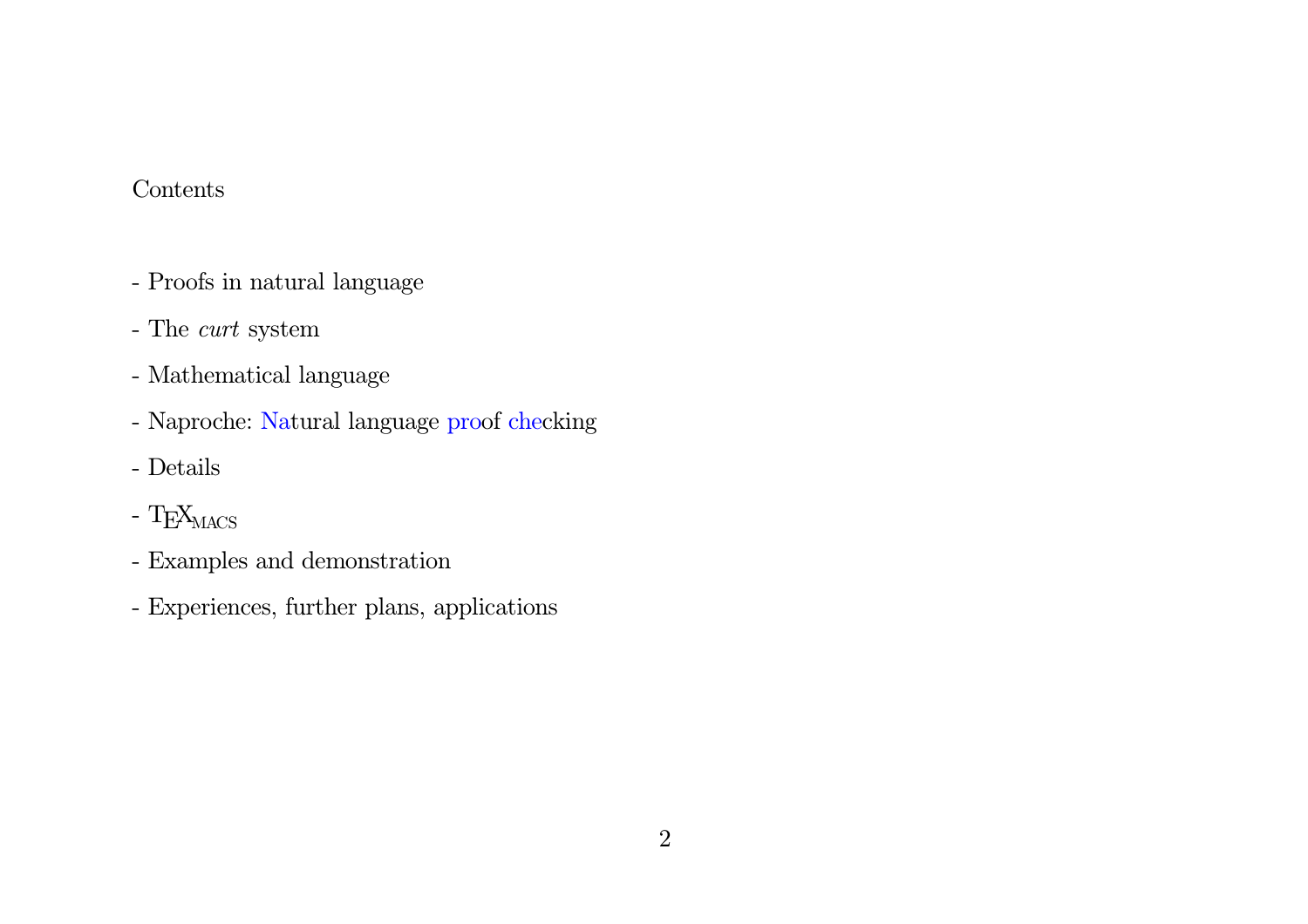## Contents

- Proofs in natural language
- The *curt* system
- Mathematical language
- Naproche: Natural language proof checking
- Details
- TeXmacs
- Examples and demonstration
- Experiences, further plans, applications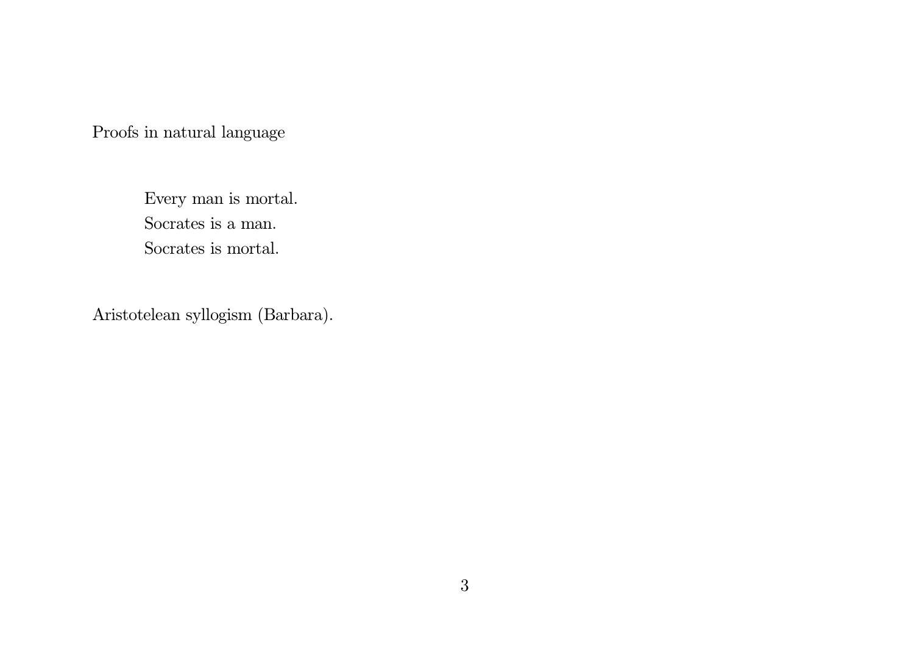## Proofs in natural language

> Every man is mortal.
> Socrates is a man.
> Socrates is mortal.

Aristotelean syllogism (Barbara).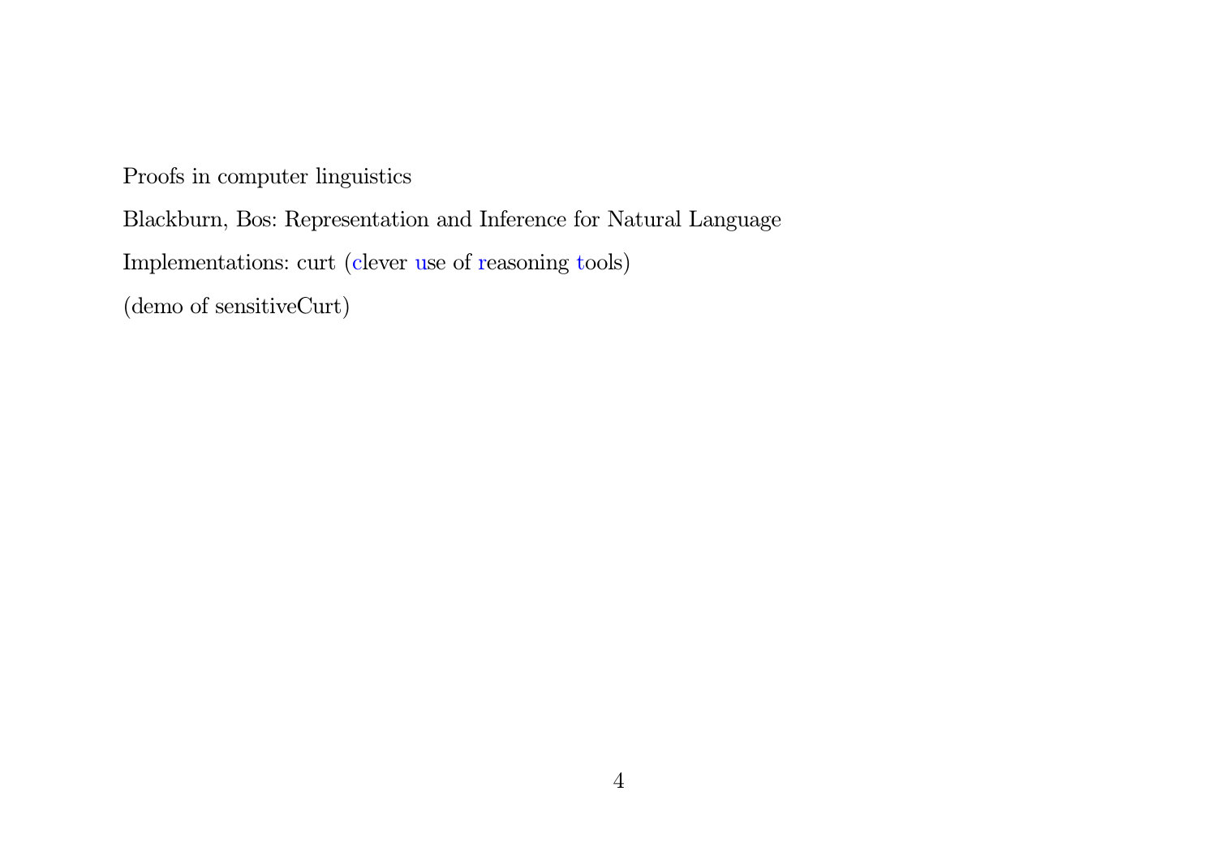Proofs in computer linguistics

Blackburn, Bos: Representation and Inference for Natural Language

Implementations: curt (clever use of reasoning tools)

(demo of sensitiveCurt)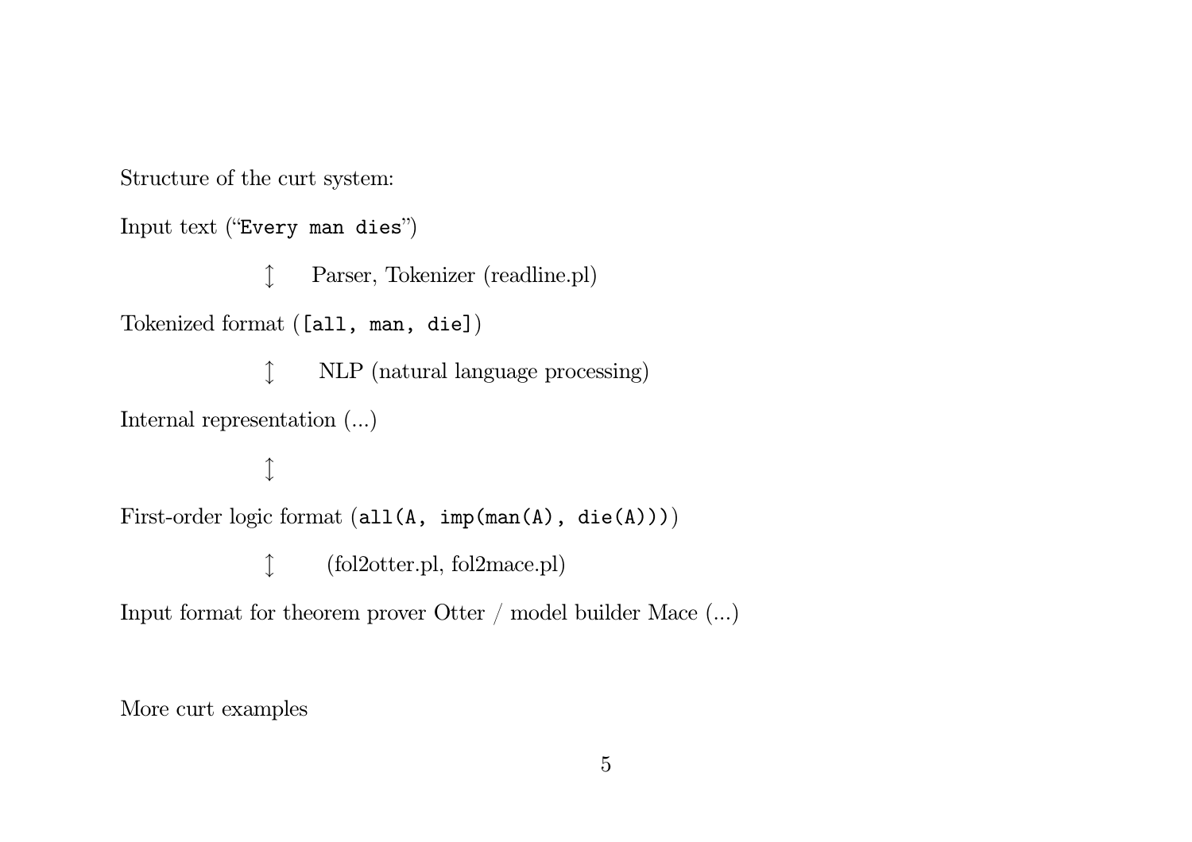Structure of the curt system:

Input text (“`Every man dies`”)

↕ Parser, Tokenizer (readline.pl)

Tokenized format (`[all, man, die]`)

↕ NLP (natural language processing)

Internal representation (...)

↕

First-order logic format (`all(A, imp(man(A), die(A)))`)

↕ (fol2otter.pl, fol2mace.pl)

Input format for theorem prover Otter / model builder Mace (...)

More curt examples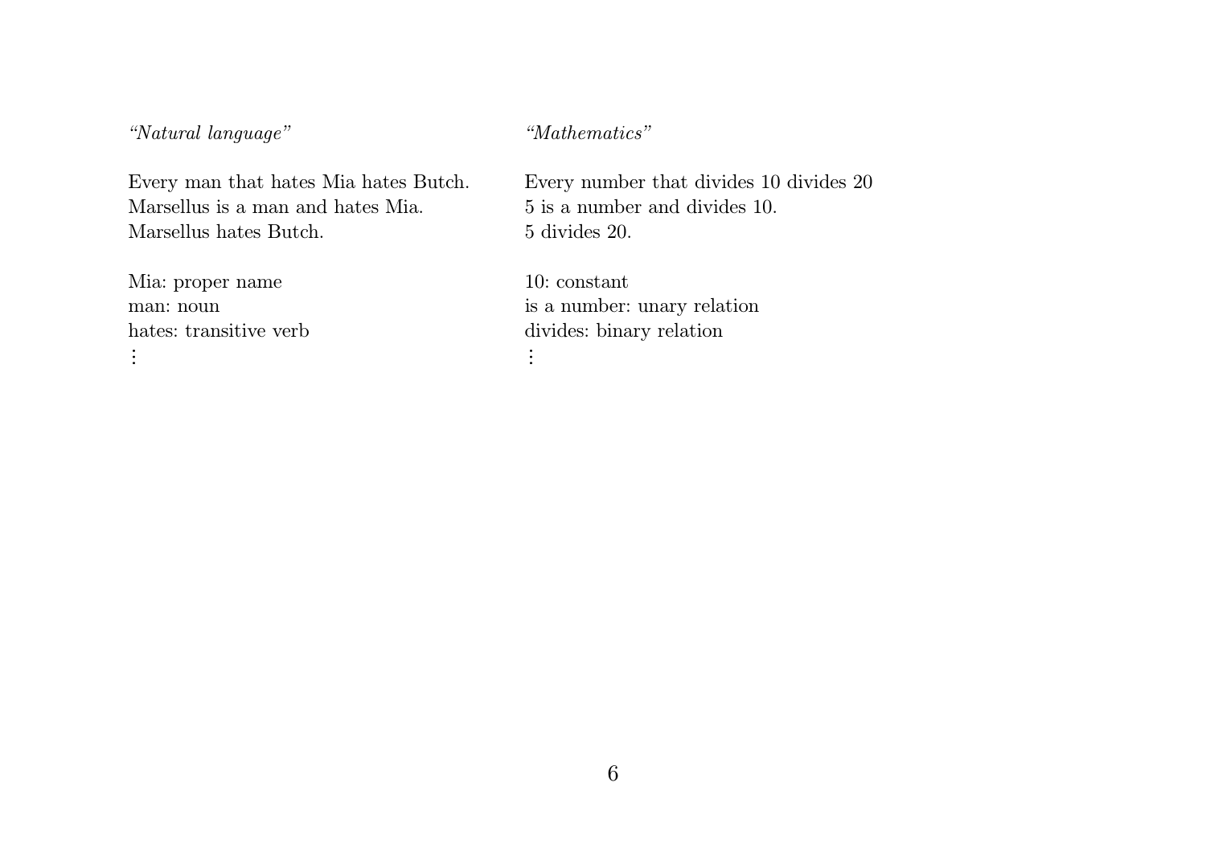*"Natural language"*

Every man that hates Mia hates Butch.
Marsellus is a man and hates Mia.
Marsellus hates Butch.

Mia: proper name
man: noun
hates: transitive verb
⋮

*"Mathematics"*

Every number that divides 10 divides 20
5 is a number and divides 10.
5 divides 20.

10: constant
is a number: unary relation
divides: binary relation
⋮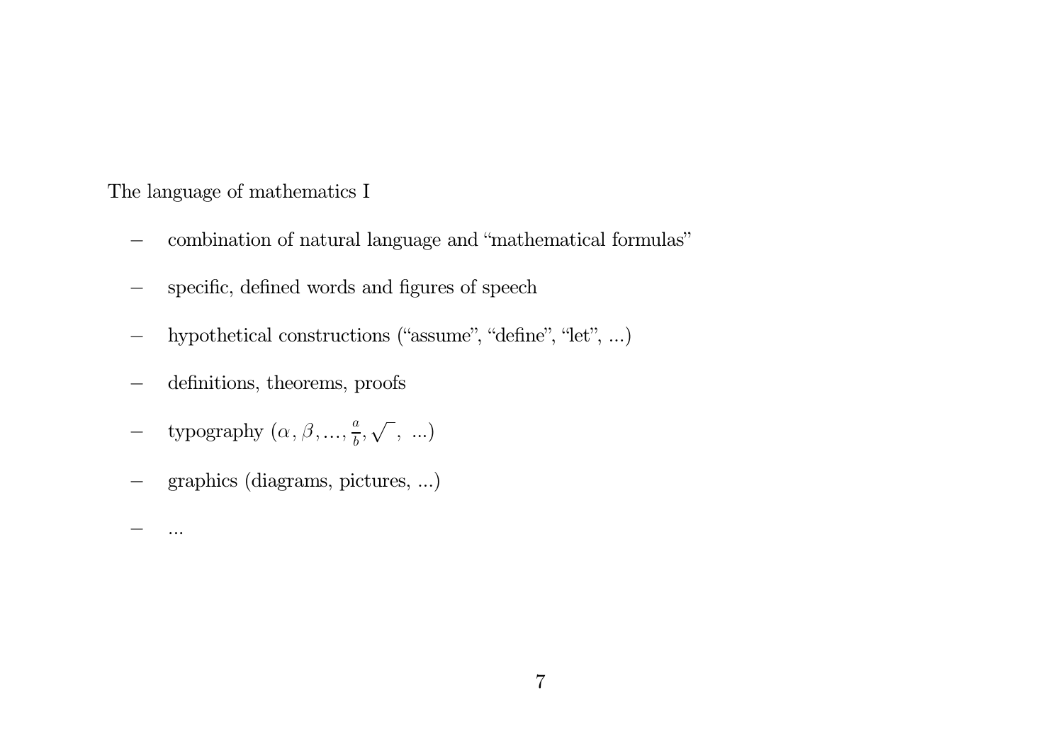The language of mathematics I

- combination of natural language and “mathematical formulas”
- specific, defined words and figures of speech
- hypothetical constructions (“assume”, “define”, “let”, ...)
- definitions, theorems, proofs
- typography ($\alpha, \beta, ..., \frac{a}{b}, \sqrt{\ }$, ...)
- graphics (diagrams, pictures, ...)
- ...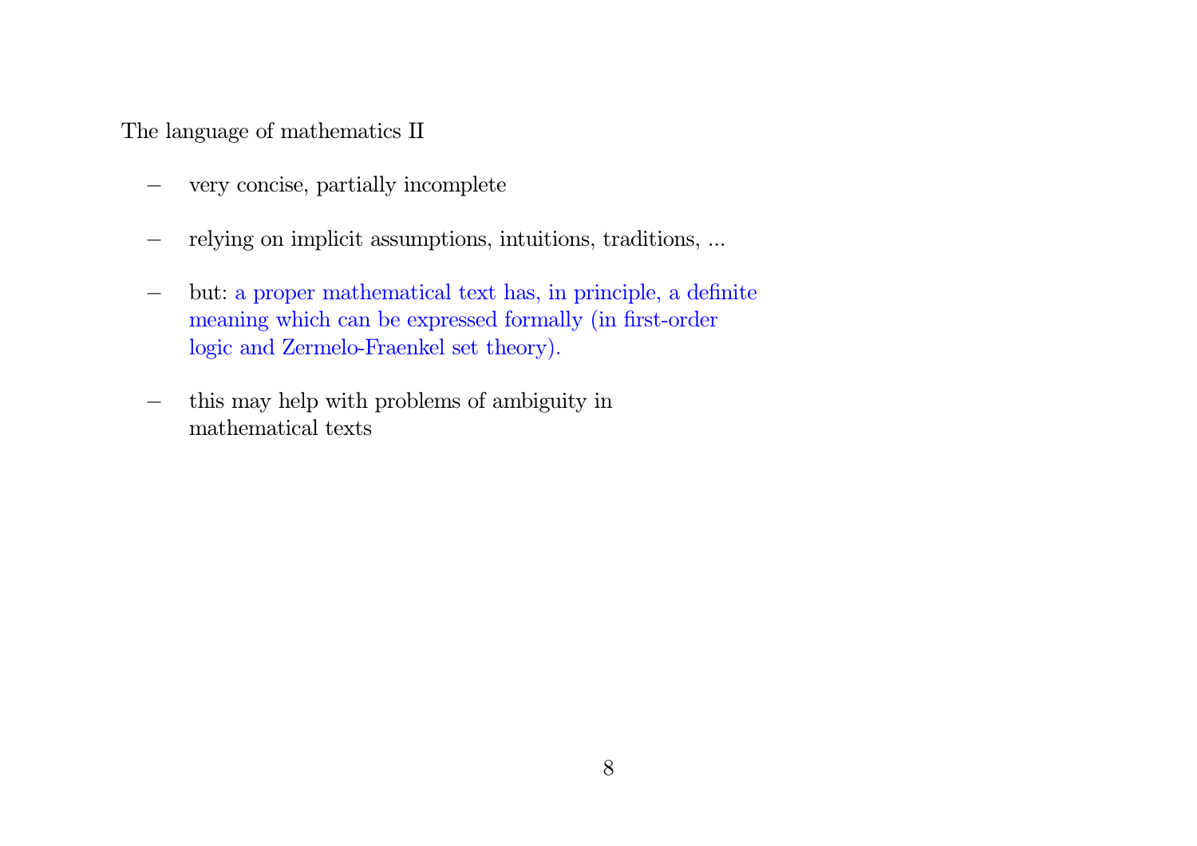## The language of mathematics II

- very concise, partially incomplete
- relying on implicit assumptions, intuitions, traditions, ...
- but: a proper mathematical text has, in principle, a definite meaning which can be expressed formally (in first-order logic and Zermelo-Fraenkel set theory).
- this may help with problems of ambiguity in mathematical texts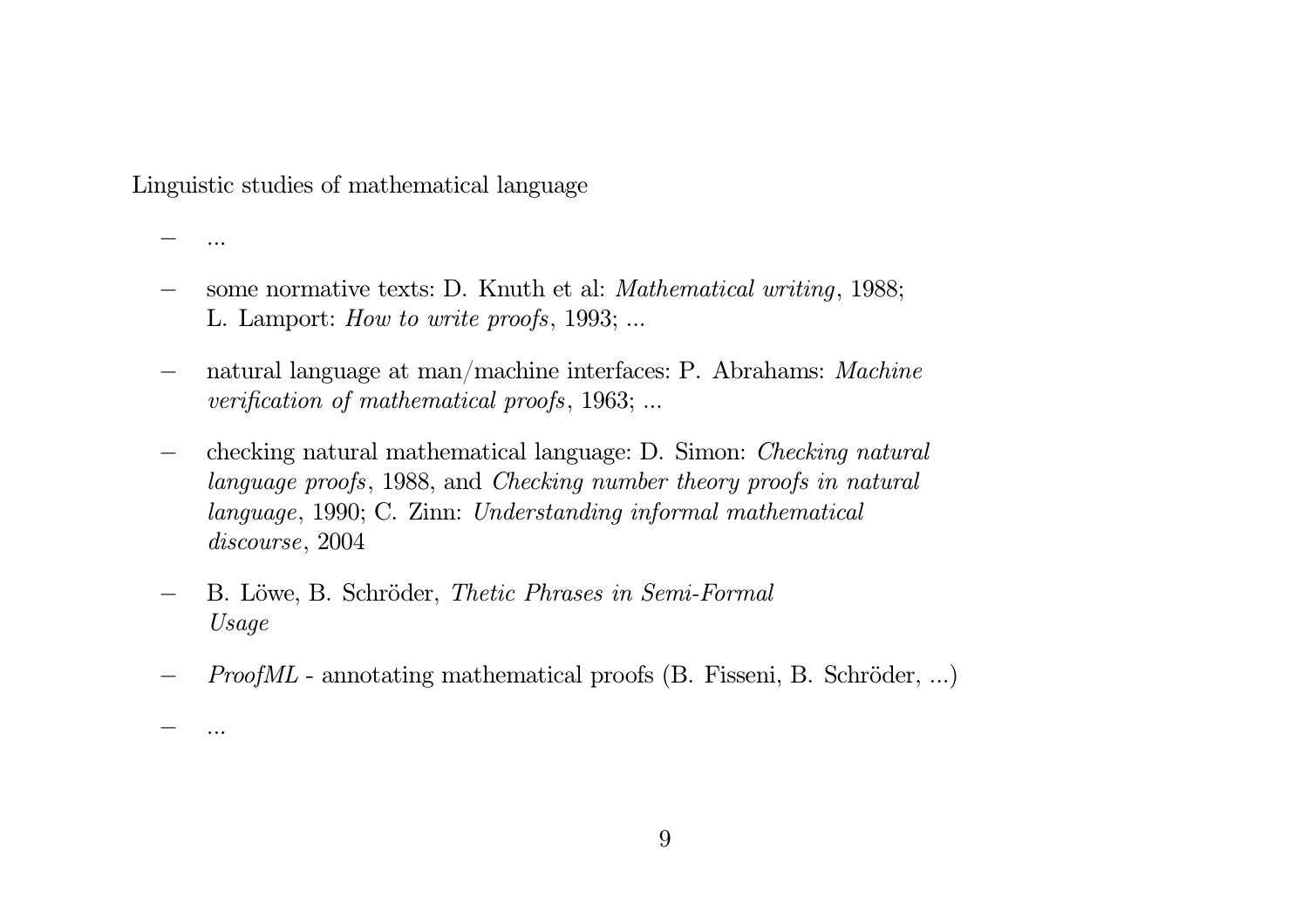Linguistic studies of mathematical language

- ...
- some normative texts: D. Knuth et al: *Mathematical writing*, 1988; L. Lamport: *How to write proofs*, 1993; ...
- natural language at man/machine interfaces: P. Abrahams: *Machine verification of mathematical proofs*, 1963; ...
- checking natural mathematical language: D. Simon: *Checking natural language proofs*, 1988, and *Checking number theory proofs in natural language*, 1990; C. Zinn: *Understanding informal mathematical discourse*, 2004
- B. Löwe, B. Schröder, *Thetic Phrases in Semi-Formal Usage*
- *ProofML* - annotating mathematical proofs (B. Fisseni, B. Schröder, ...)
- ...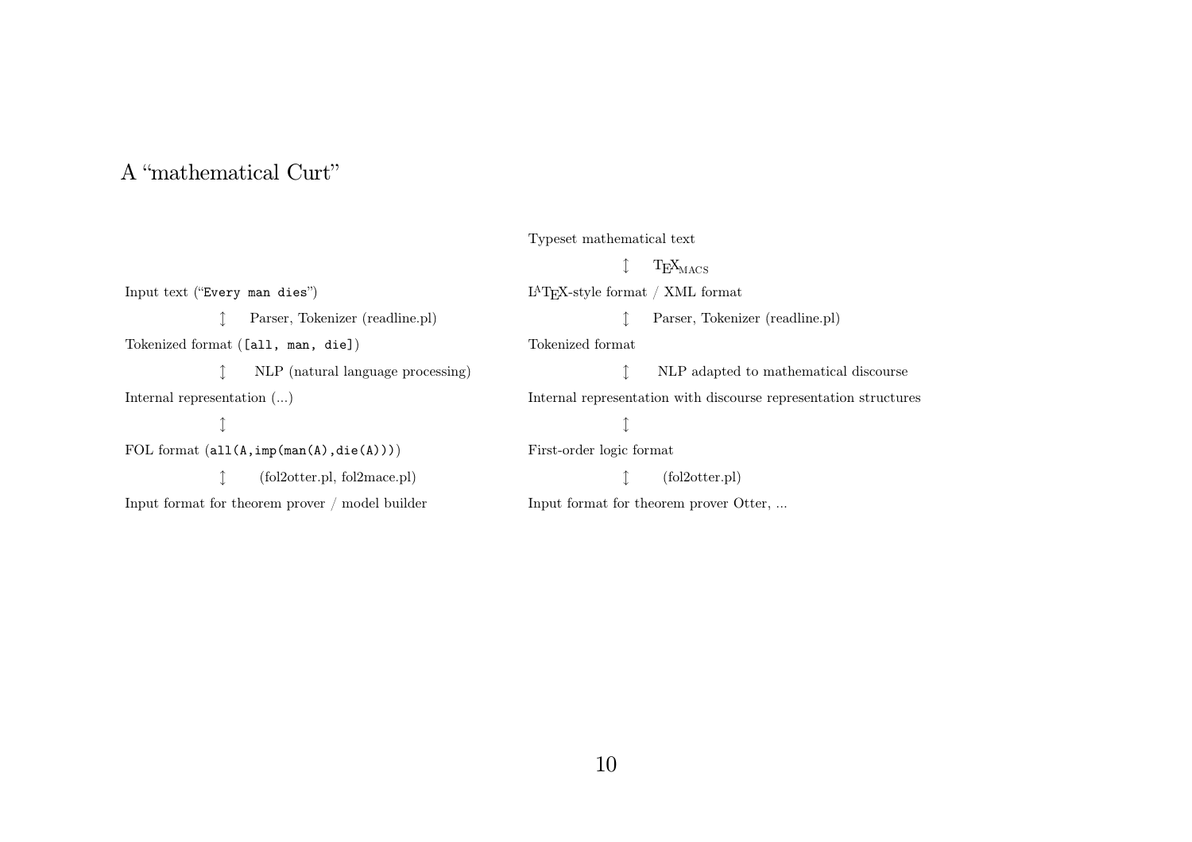# A "mathematical Curt"

| Curt | Mathematical Curt |
|---|---|
| | Typeset mathematical text |
| | ↕ TeXmacs |
| Input text ("`Every man dies`") | LaTeX-style format / XML format |
| ↕ Parser, Tokenizer (readline.pl) | ↕ Parser, Tokenizer (readline.pl) |
| Tokenized format (`[all, man, die]`) | Tokenized format |
| ↕ NLP (natural language processing) | ↕ NLP adapted to mathematical discourse |
| Internal representation (...) | Internal representation with discourse representation structures |
| ↕ | ↕ |
| FOL format (`all(A,imp(man(A),die(A)))`) | First-order logic format |
| ↕ (fol2otter.pl, fol2mace.pl) | ↕ (fol2otter.pl) |
| Input format for theorem prover / model builder | Input format for theorem prover Otter, ... |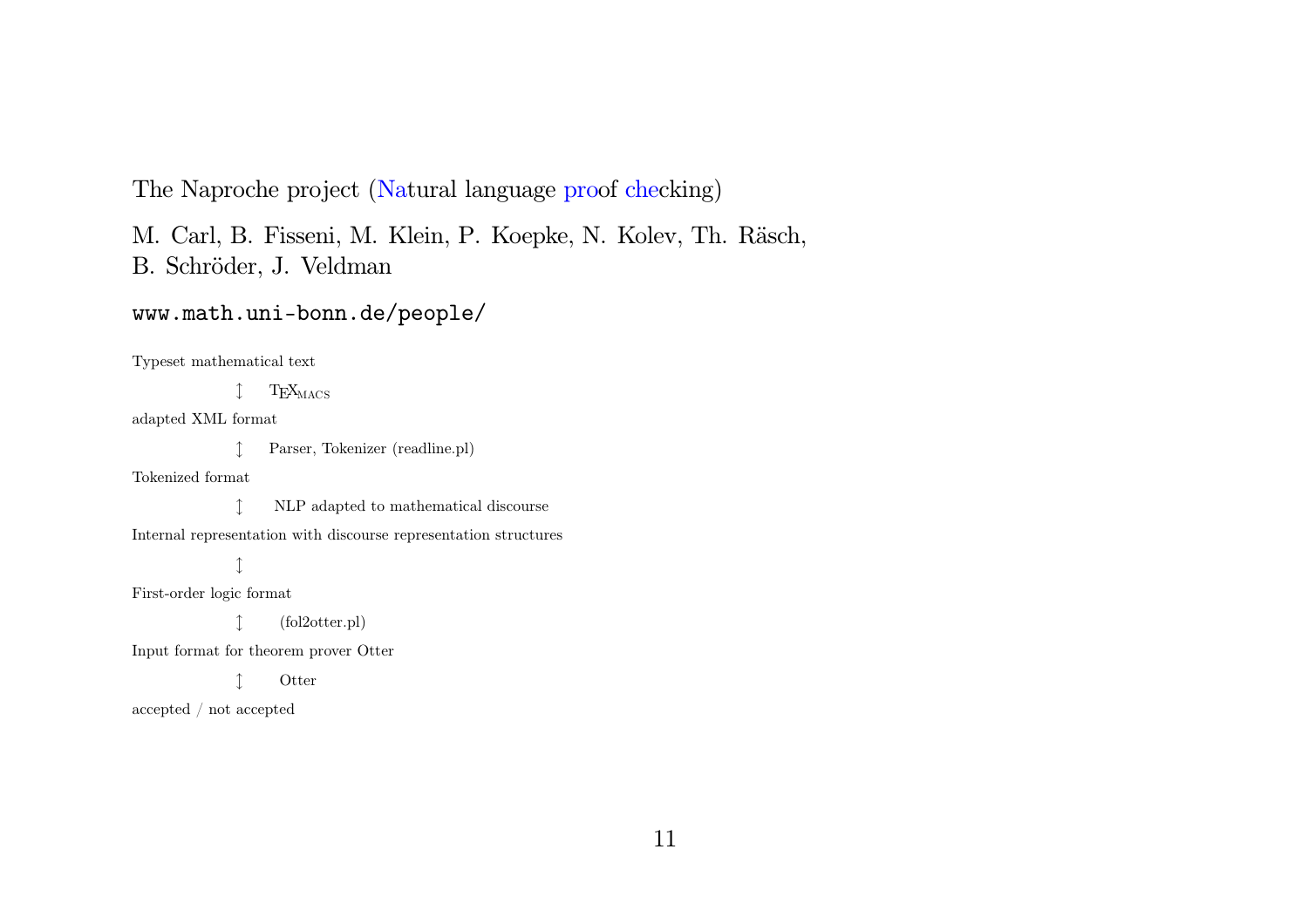The Naproche project (Natural language proof checking)

M. Carl, B. Fisseni, M. Klein, P. Koepke, N. Kolev, Th. Räsch,
B. Schröder, J. Veldman

`www.math.uni-bonn.de/people/`

Typeset mathematical text

$\updownarrow$ TEXMACS

adapted XML format

$\updownarrow$ Parser, Tokenizer (readline.pl)

Tokenized format

$\updownarrow$ NLP adapted to mathematical discourse

Internal representation with discourse representation structures

$\updownarrow$

First-order logic format

$\updownarrow$ (fol2otter.pl)

Input format for theorem prover Otter

$\updownarrow$ Otter

accepted / not accepted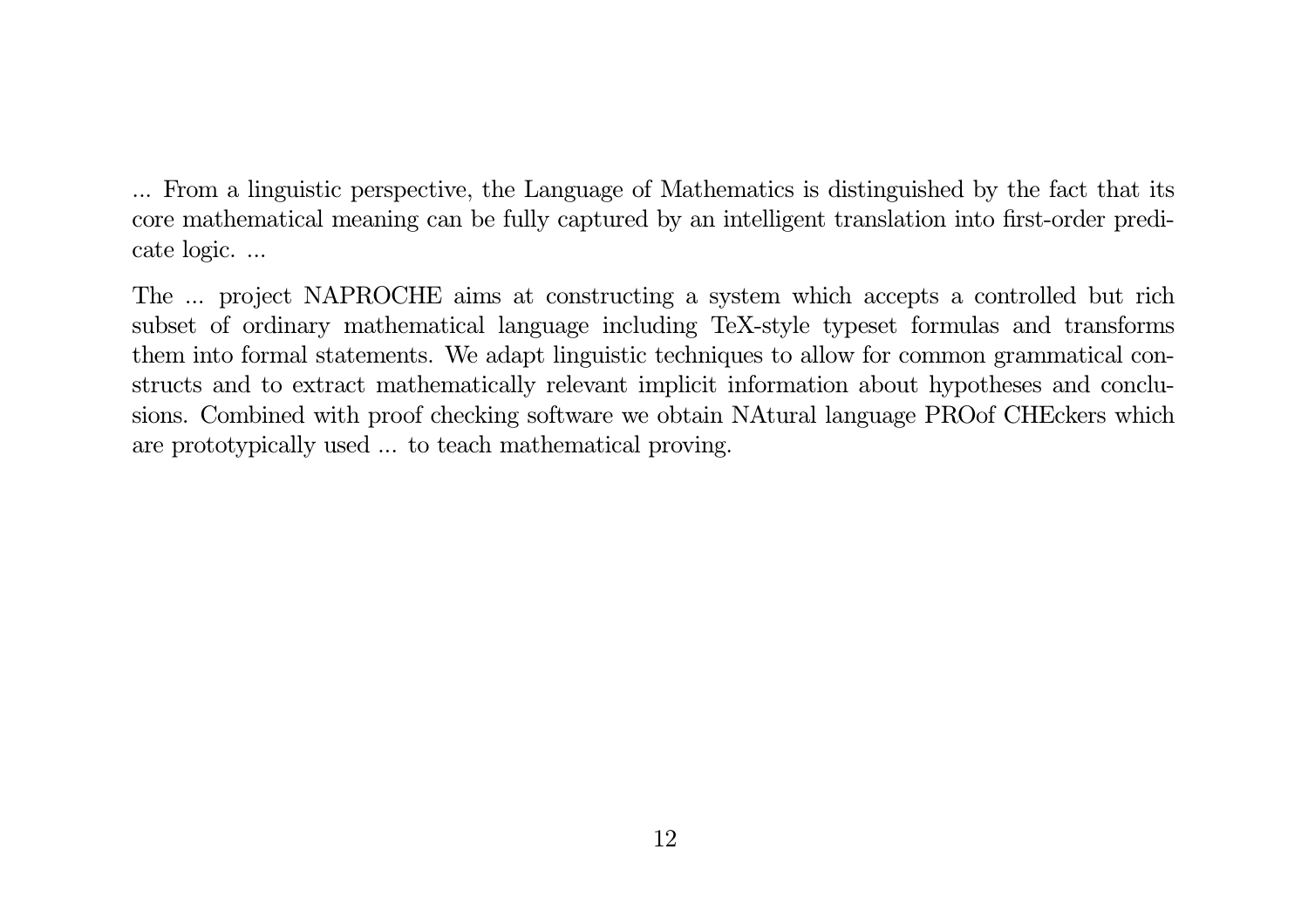... From a linguistic perspective, the Language of Mathematics is distinguished by the fact that its core mathematical meaning can be fully captured by an intelligent translation into first-order predicate logic. ...

The ... project NAPROCHE aims at constructing a system which accepts a controlled but rich subset of ordinary mathematical language including TeX-style typeset formulas and transforms them into formal statements. We adapt linguistic techniques to allow for common grammatical constructs and to extract mathematically relevant implicit information about hypotheses and conclusions. Combined with proof checking software we obtain NAtural language PROof CHEckers which are prototypically used ... to teach mathematical proving.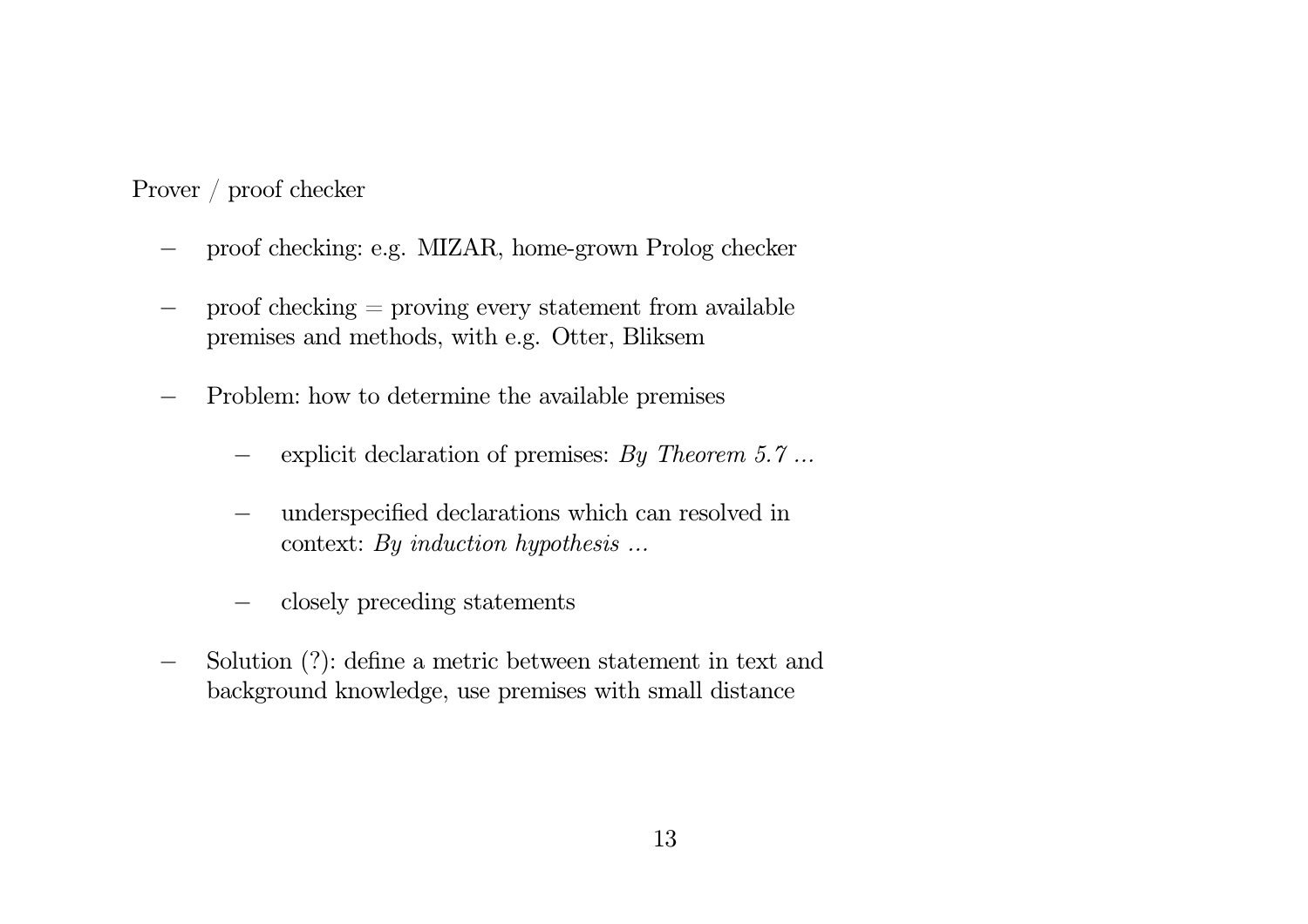Prover / proof checker

- proof checking: e.g. MIZAR, home-grown Prolog checker
- proof checking = proving every statement from available premises and methods, with e.g. Otter, Bliksem
- Problem: how to determine the available premises
  - explicit declaration of premises: *By Theorem 5.7 ...*
  - underspecified declarations which can resolved in context: *By induction hypothesis ...*
  - closely preceding statements
- Solution (?): define a metric between statement in text and background knowledge, use premises with small distance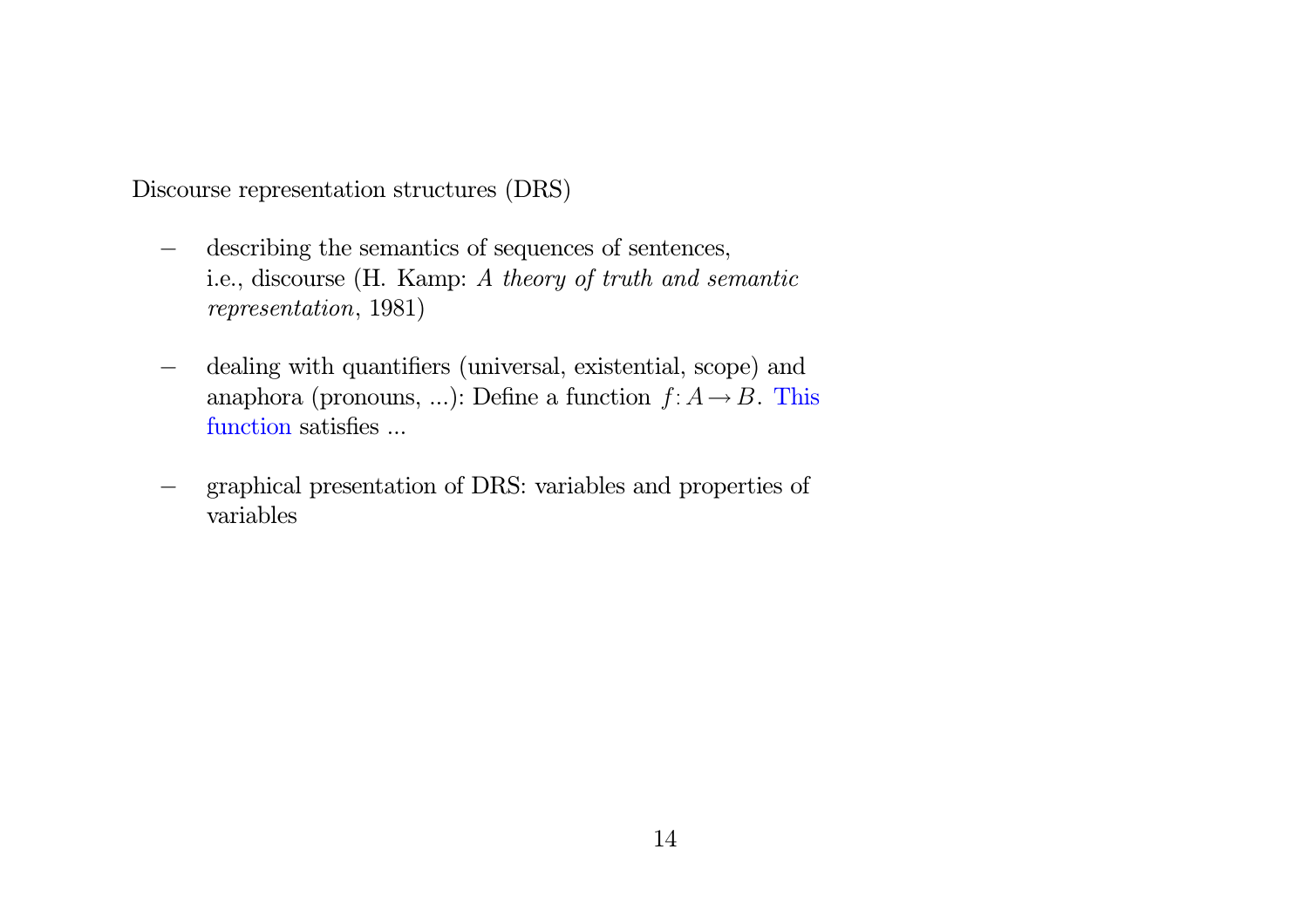Discourse representation structures (DRS)

- describing the semantics of sequences of sentences, i.e., discourse (H. Kamp: *A theory of truth and semantic representation*, 1981)

- dealing with quantifiers (universal, existential, scope) and anaphora (pronouns, ...): Define a function $f\colon A \to B$. This function satisfies ...

- graphical presentation of DRS: variables and properties of variables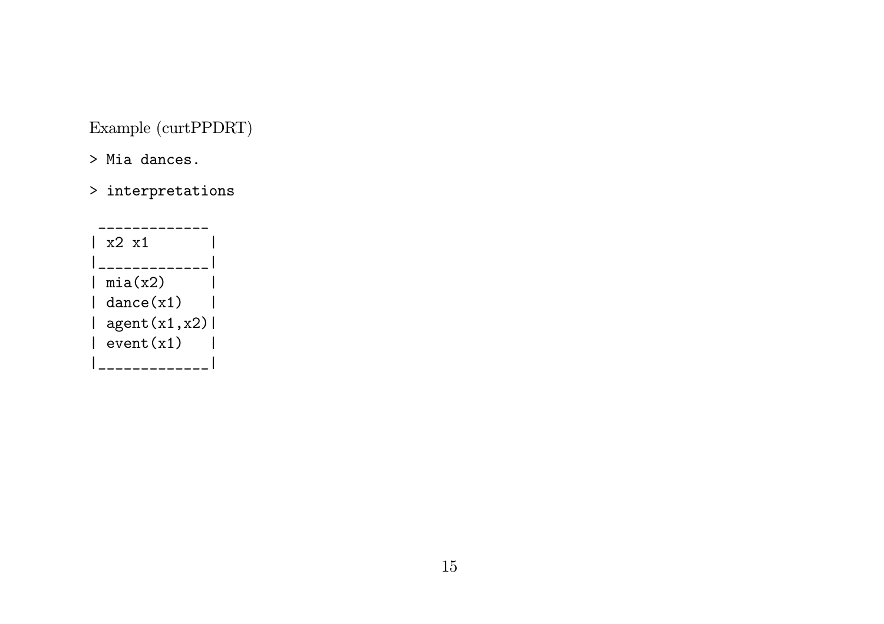Example (curtPPDRT)

```
> Mia dances.

> interpretations

 _____________
| x2 x1       |
|_____________|
| mia(x2)     |
| dance(x1)   |
| agent(x1,x2)|
| event(x1)   |
|_____________|
```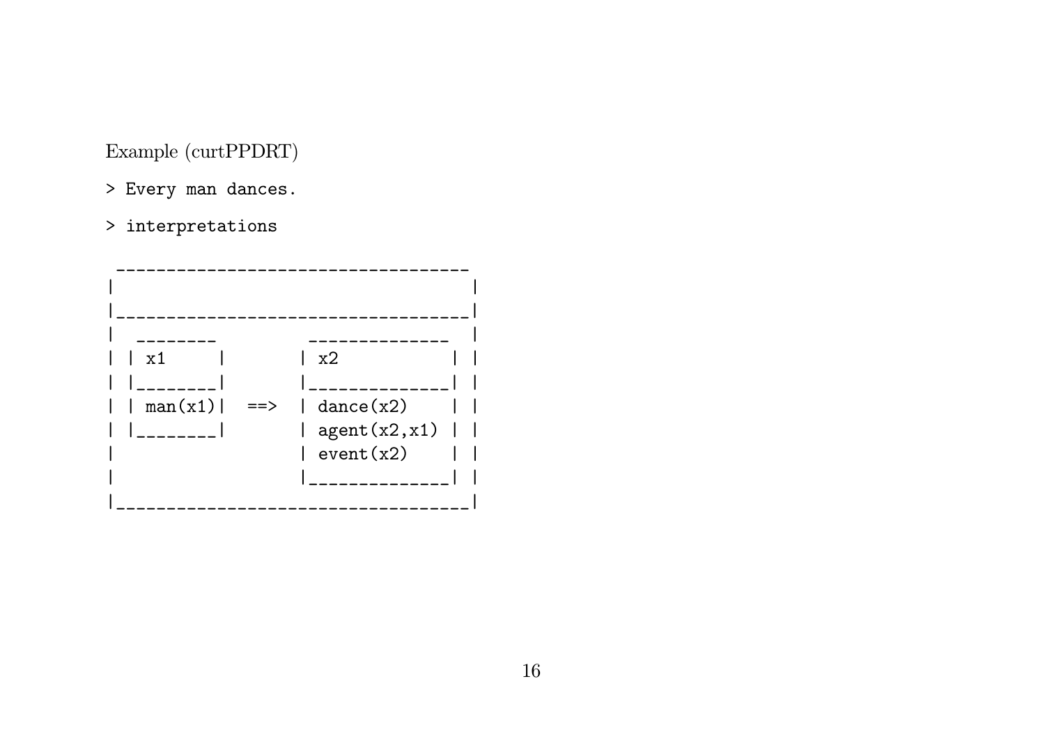Example (curtPPDRT)

```
> Every man dances.
```

```
> interpretations
```

```
 ___________________________________
|                                   |
|___________________________________|
|  _________        ______________  |
| | x1      |      | x2           | |
| |_________|      |______________| |
| | man(x1)|  ==>  | dance(x2)    | |
| |_________|      | agent(x2,x1) | |
|                  | event(x2)    | |
|                  |______________| |
|___________________________________|
```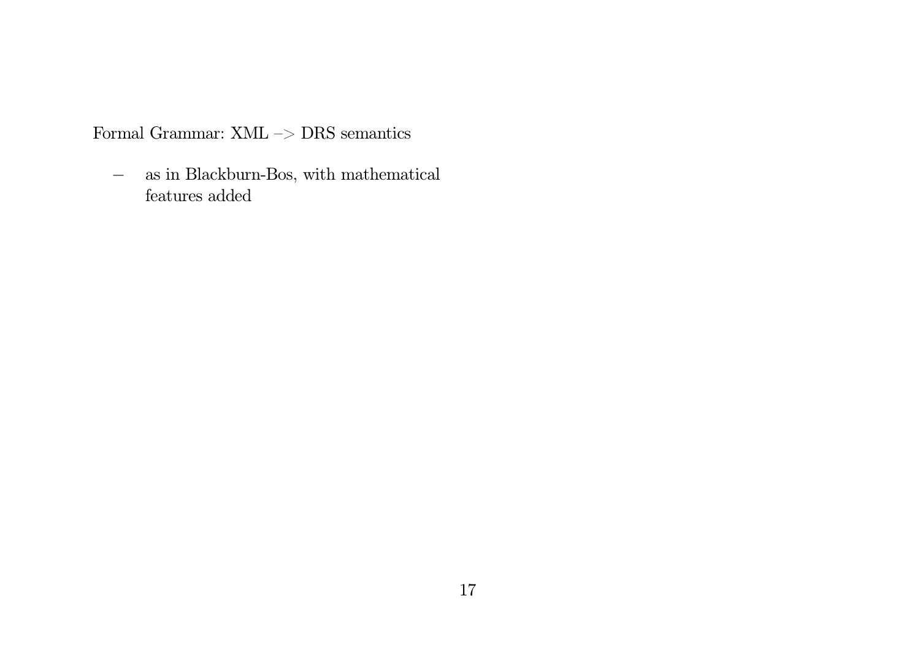Formal Grammar: XML –> DRS semantics

- as in Blackburn-Bos, with mathematical features added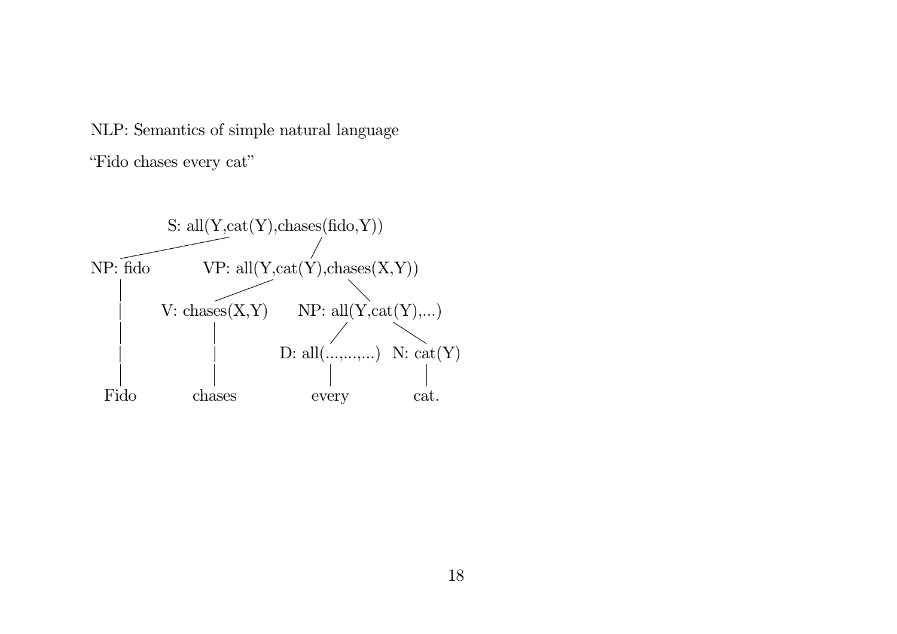NLP: Semantics of simple natural language

"Fido chases every cat"

```
            S: all(Y,cat(Y),chases(fido,Y))
           /                         \
NP: fido          VP: all(Y,cat(Y),chases(X,Y))
   |                 /                  \
   |      V: chases(X,Y)       NP: all(Y,cat(Y),...)
   |             |                /              \
   |             |      D: all(...,...,...)   N: cat(Y)
   |             |              |                |
 Fido         chases          every            cat.
```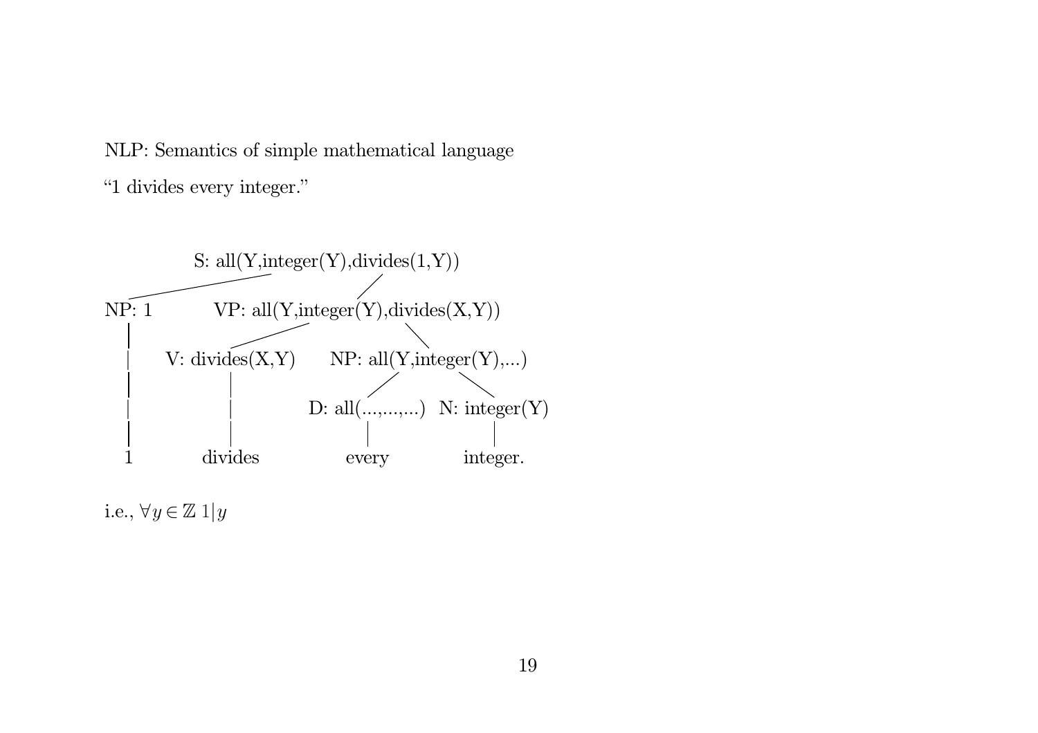NLP: Semantics of simple mathematical language

"1 divides every integer."

```
                S: all(Y,integer(Y),divides(1,Y))
               /                          \
NP: 1              VP: all(Y,integer(Y),divides(X,Y))
  |                /                          \
  |      V: divides(X,Y)       NP: all(Y,integer(Y),...)
  |            |                 /                  \
  |            |       D: all(...,...,...)    N: integer(Y)
  |            |              |                     |
  1         divides         every               integer.
```

i.e., $\forall y \in \mathbb{Z}\ 1|y$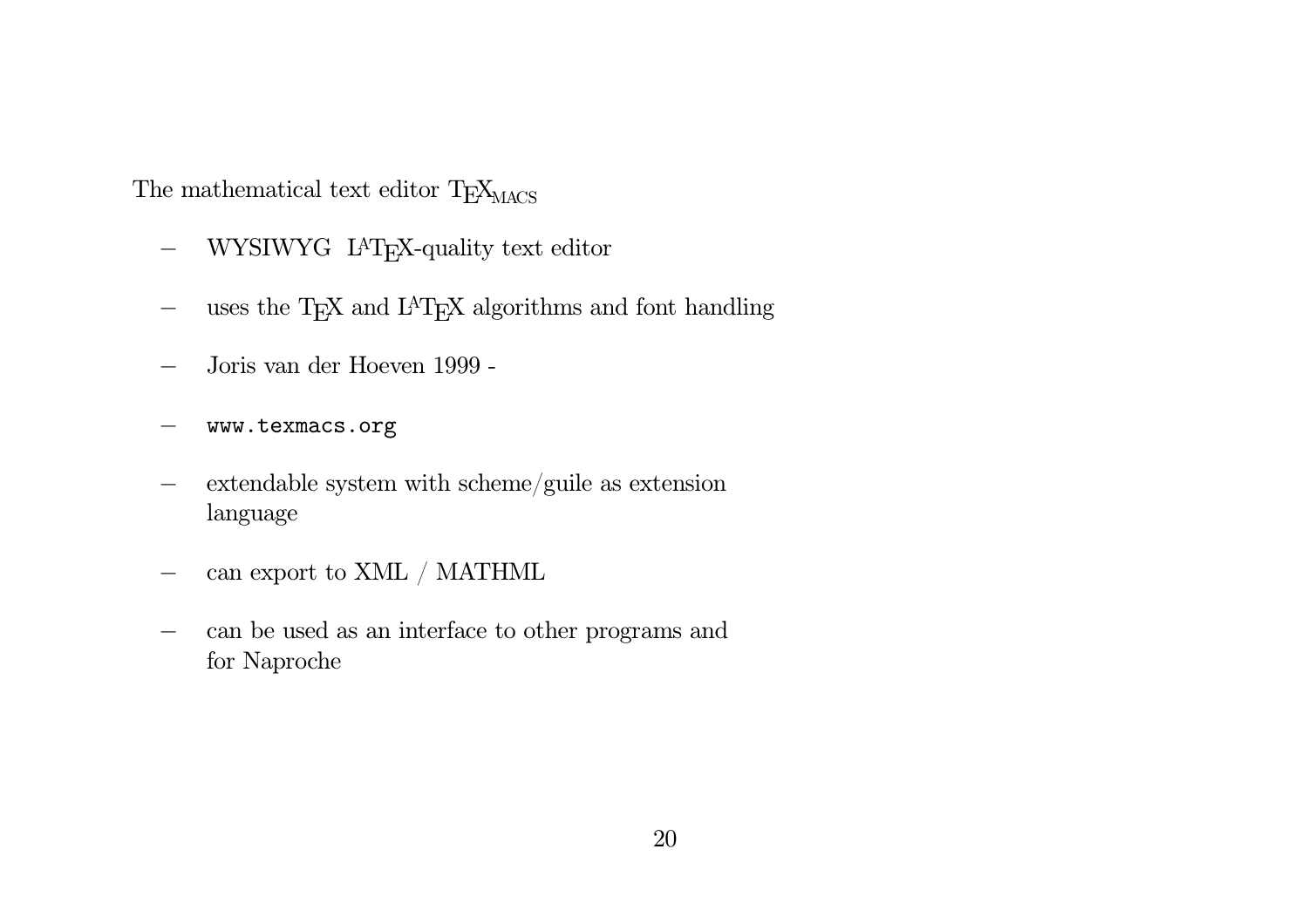The mathematical text editor TeXmacs

- WYSIWYG LaTeX-quality text editor
- uses the TeX and LaTeX algorithms and font handling
- Joris van der Hoeven 1999 -
- `www.texmacs.org`
- extendable system with scheme/guile as extension language
- can export to XML / MATHML
- can be used as an interface to other programs and for Naproche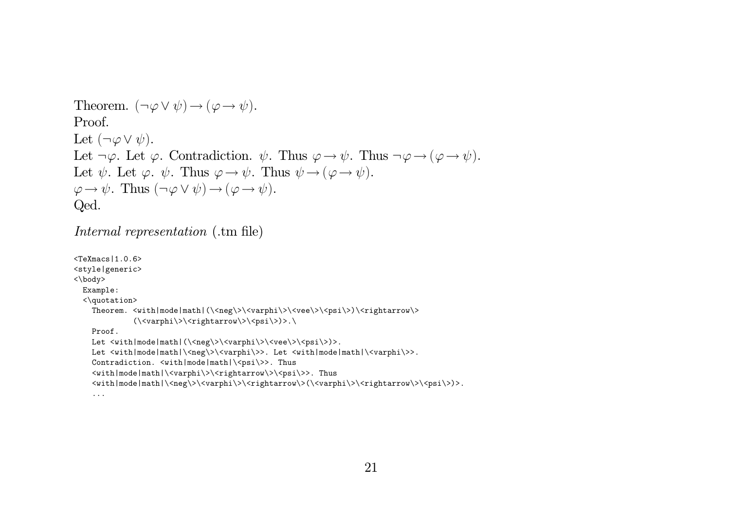Theorem. $(\neg\varphi \vee \psi) \rightarrow (\varphi \rightarrow \psi)$.
Proof.
Let $(\neg\varphi \vee \psi)$.
Let $\neg\varphi$. Let $\varphi$. Contradiction. $\psi$. Thus $\varphi \rightarrow \psi$. Thus $\neg\varphi \rightarrow (\varphi \rightarrow \psi)$.
Let $\psi$. Let $\varphi$. $\psi$. Thus $\varphi \rightarrow \psi$. Thus $\psi \rightarrow (\varphi \rightarrow \psi)$.
$\varphi \rightarrow \psi$. Thus $(\neg\varphi \vee \psi) \rightarrow (\varphi \rightarrow \psi)$.
Qed.

*Internal representation* (.tm file)

```
<TeXmacs|1.0.6>
<style|generic>
<\body>
  Example:
  <\quotation>
    Theorem. <with|mode|math|(\<neg\>\<varphi\>\<vee\>\<psi\>)\<rightarrow\>
             (\<varphi\>\<rightarrow\>\<psi\>)>.\
    Proof.
    Let <with|mode|math|(\<neg\>\<varphi\>\<vee\>\<psi\>)>.
    Let <with|mode|math|\<neg\>\<varphi\>>. Let <with|mode|math|\<varphi\>>.
    Contradiction. <with|mode|math|\<psi\>>. Thus
    <with|mode|math|\<varphi\>\<rightarrow\>\<psi\>>. Thus
    <with|mode|math|\<neg\>\<varphi\>\<rightarrow\>(\<varphi\>\<rightarrow\>\<psi\>)>.
    ...
```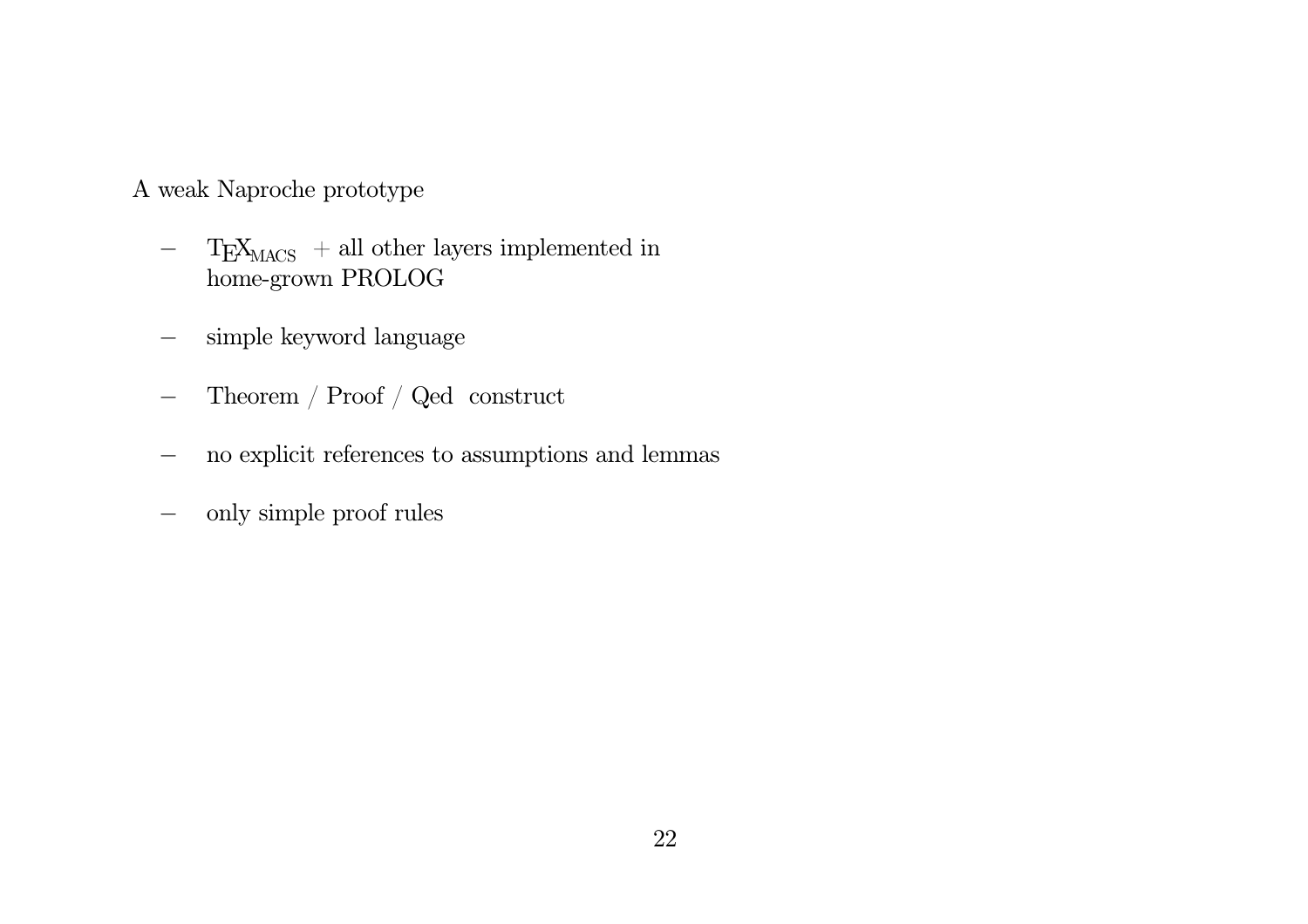A weak Naproche prototype

- TeXmacs + all other layers implemented in home-grown PROLOG
- simple keyword language
- Theorem / Proof / Qed construct
- no explicit references to assumptions and lemmas
- only simple proof rules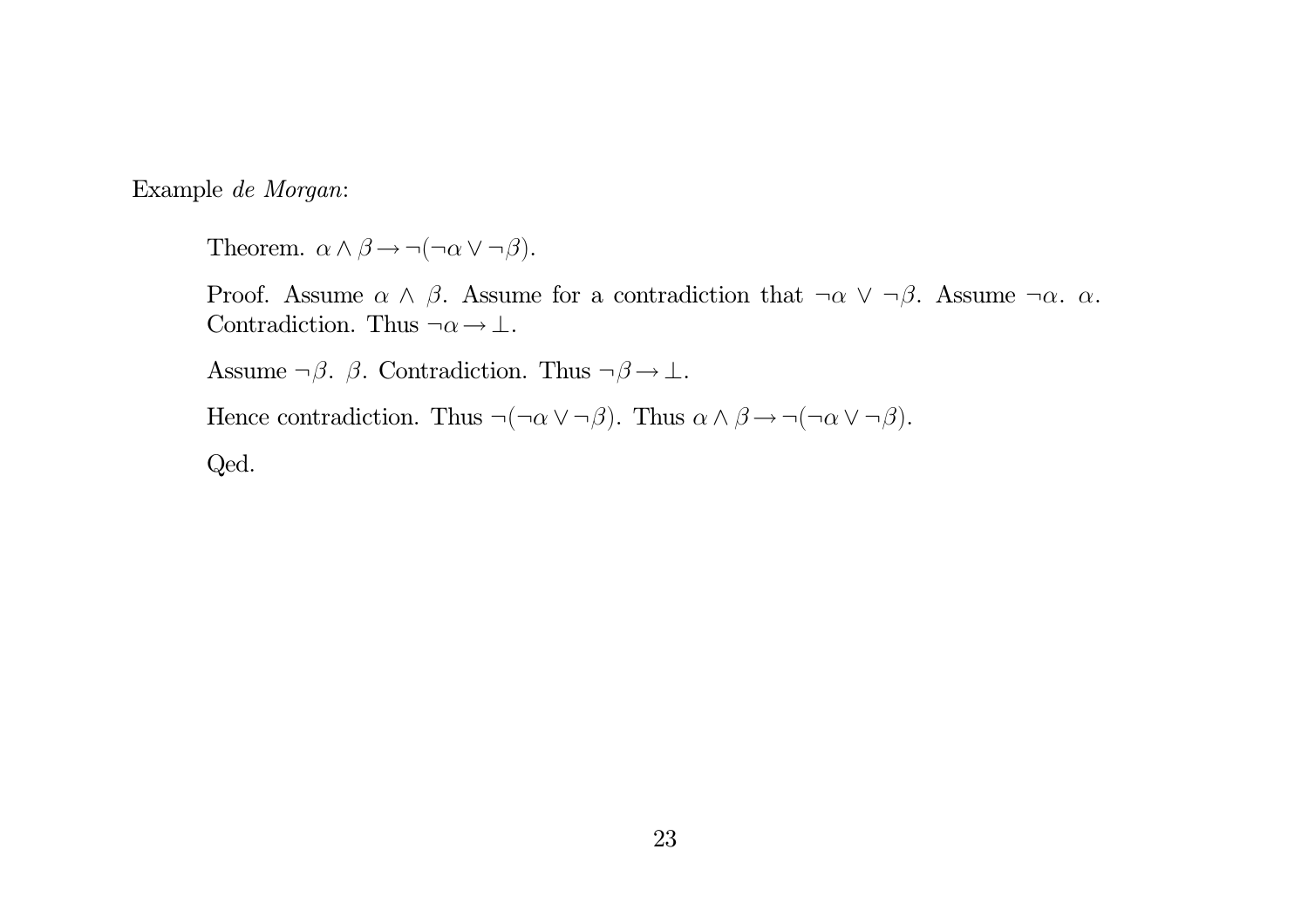Example *de Morgan*:

Theorem. $\alpha \wedge \beta \rightarrow \neg(\neg\alpha \vee \neg\beta)$.

Proof. Assume $\alpha \wedge \beta$. Assume for a contradiction that $\neg\alpha \vee \neg\beta$. Assume $\neg\alpha$. $\alpha$. Contradiction. Thus $\neg\alpha \rightarrow \perp$.

Assume $\neg\beta$. $\beta$. Contradiction. Thus $\neg\beta \rightarrow \perp$.

Hence contradiction. Thus $\neg(\neg\alpha \vee \neg\beta)$. Thus $\alpha \wedge \beta \rightarrow \neg(\neg\alpha \vee \neg\beta)$.

Qed.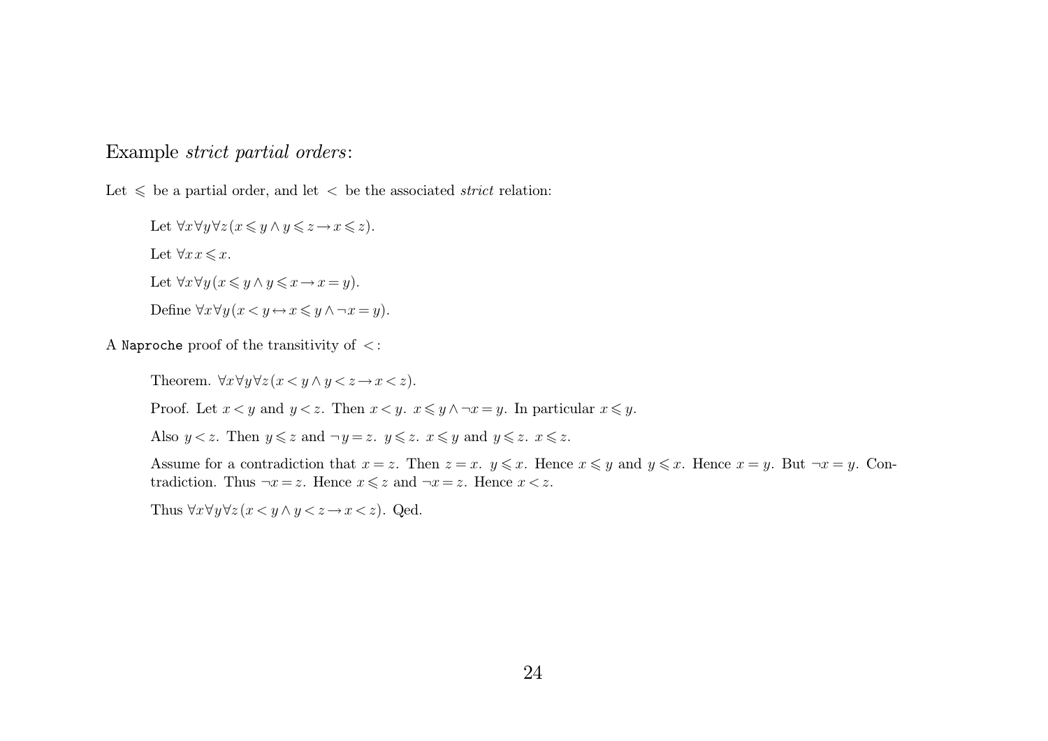Example *strict partial orders*:

Let $\leqslant$ be a partial order, and let $<$ be the associated *strict* relation:

> Let $\forall x \forall y \forall z (x \leqslant y \wedge y \leqslant z \rightarrow x \leqslant z)$.
>
> Let $\forall x\, x \leqslant x$.
>
> Let $\forall x \forall y (x \leqslant y \wedge y \leqslant x \rightarrow x = y)$.
>
> Define $\forall x \forall y (x < y \leftrightarrow x \leqslant y \wedge \neg x = y)$.

A `Naproche` proof of the transitivity of $<$:

> Theorem. $\forall x \forall y \forall z (x < y \wedge y < z \rightarrow x < z)$.
>
> Proof. Let $x < y$ and $y < z$. Then $x < y$. $x \leqslant y \wedge \neg x = y$. In particular $x \leqslant y$.
>
> Also $y < z$. Then $y \leqslant z$ and $\neg y = z$. $y \leqslant z$. $x \leqslant y$ and $y \leqslant z$. $x \leqslant z$.
>
> Assume for a contradiction that $x = z$. Then $z = x$. $y \leqslant x$. Hence $x \leqslant y$ and $y \leqslant x$. Hence $x = y$. But $\neg x = y$. Contradiction. Thus $\neg x = z$. Hence $x \leqslant z$ and $\neg x = z$. Hence $x < z$.
>
> Thus $\forall x \forall y \forall z (x < y \wedge y < z \rightarrow x < z)$. Qed.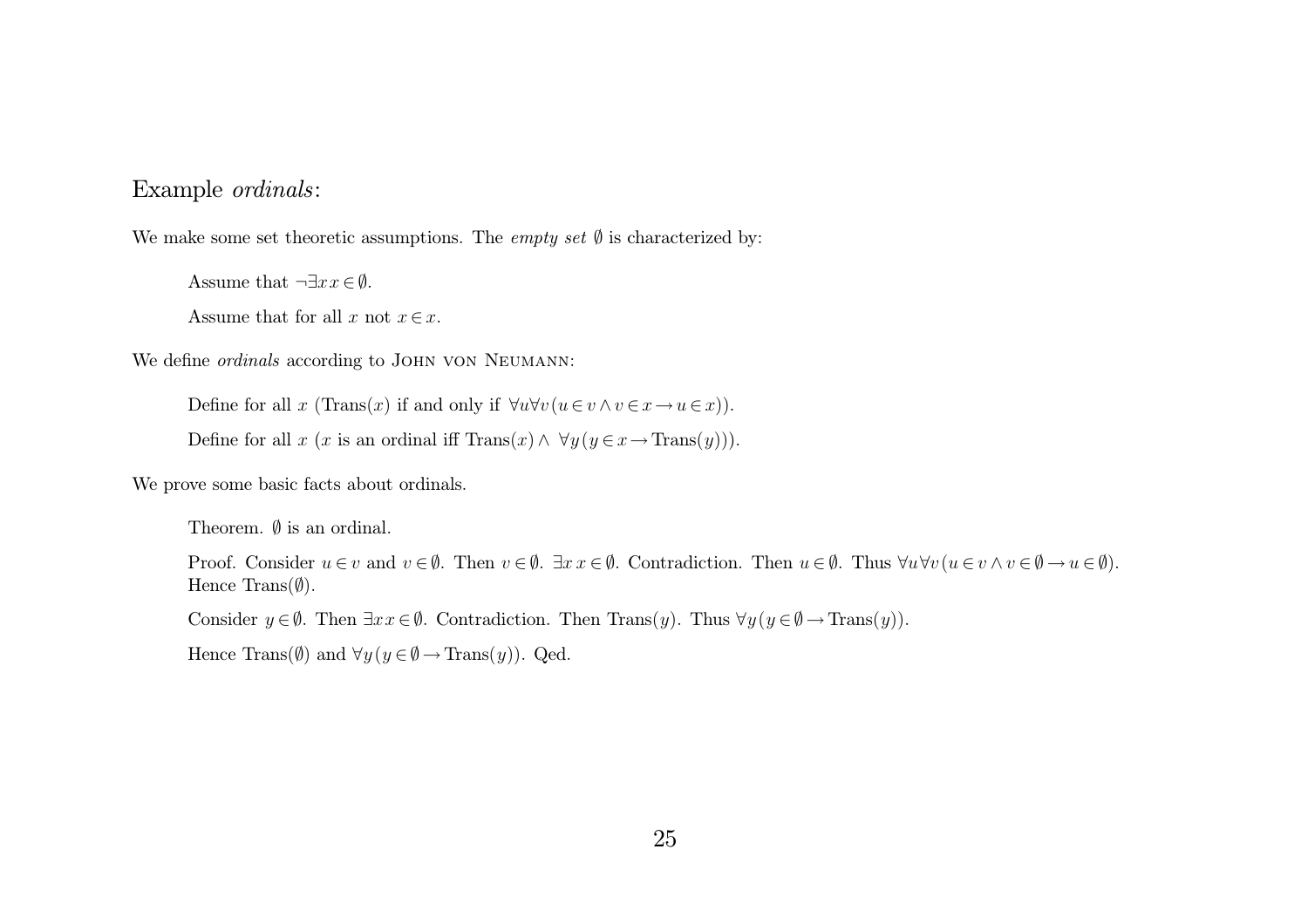## Example *ordinals*:

We make some set theoretic assumptions. The *empty set* $\emptyset$ is characterized by:

> Assume that $\neg\exists x\, x \in \emptyset$.
>
> Assume that for all $x$ not $x \in x$.

We define *ordinals* according to John von Neumann:

> Define for all $x$ (Trans($x$) if and only if $\forall u \forall v\, (u \in v \wedge v \in x \rightarrow u \in x)$).
>
> Define for all $x$ ($x$ is an ordinal iff Trans($x$) $\wedge$ $\forall y\, (y \in x \rightarrow \text{Trans}(y))$).

We prove some basic facts about ordinals.

> Theorem. $\emptyset$ is an ordinal.
>
> Proof. Consider $u \in v$ and $v \in \emptyset$. Then $v \in \emptyset$. $\exists x\, x \in \emptyset$. Contradiction. Then $u \in \emptyset$. Thus $\forall u \forall v\, (u \in v \wedge v \in \emptyset \rightarrow u \in \emptyset)$. Hence Trans($\emptyset$).
>
> Consider $y \in \emptyset$. Then $\exists x\, x \in \emptyset$. Contradiction. Then Trans($y$). Thus $\forall y\, (y \in \emptyset \rightarrow \text{Trans}(y))$.
>
> Hence Trans($\emptyset$) and $\forall y\, (y \in \emptyset \rightarrow \text{Trans}(y))$. Qed.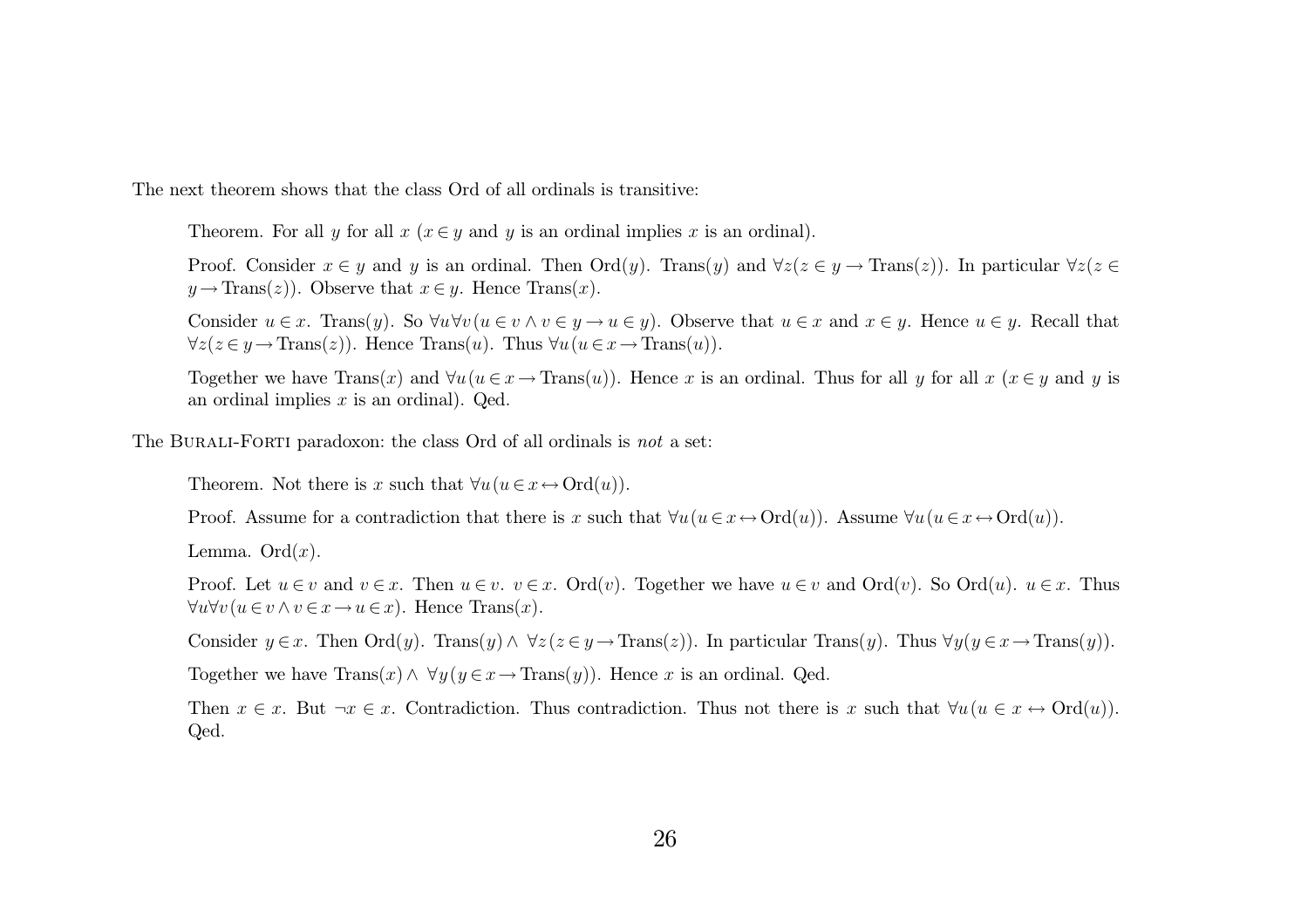The next theorem shows that the class Ord of all ordinals is transitive:

> Theorem. For all $y$ for all $x$ ($x \in y$ and $y$ is an ordinal implies $x$ is an ordinal).
>
> Proof. Consider $x \in y$ and $y$ is an ordinal. Then $\mathrm{Ord}(y)$. $\mathrm{Trans}(y)$ and $\forall z(z \in y \rightarrow \mathrm{Trans}(z))$. In particular $\forall z(z \in y \rightarrow \mathrm{Trans}(z))$. Observe that $x \in y$. Hence $\mathrm{Trans}(x)$.
>
> Consider $u \in x$. $\mathrm{Trans}(y)$. So $\forall u \forall v(u \in v \wedge v \in y \rightarrow u \in y)$. Observe that $u \in x$ and $x \in y$. Hence $u \in y$. Recall that $\forall z(z \in y \rightarrow \mathrm{Trans}(z))$. Hence $\mathrm{Trans}(u)$. Thus $\forall u(u \in x \rightarrow \mathrm{Trans}(u))$.
>
> Together we have $\mathrm{Trans}(x)$ and $\forall u(u \in x \rightarrow \mathrm{Trans}(u))$. Hence $x$ is an ordinal. Thus for all $y$ for all $x$ ($x \in y$ and $y$ is an ordinal implies $x$ is an ordinal). Qed.

The Burali-Forti paradoxon: the class Ord of all ordinals is *not* a set:

> Theorem. Not there is $x$ such that $\forall u(u \in x \leftrightarrow \mathrm{Ord}(u))$.
>
> Proof. Assume for a contradiction that there is $x$ such that $\forall u(u \in x \leftrightarrow \mathrm{Ord}(u))$. Assume $\forall u(u \in x \leftrightarrow \mathrm{Ord}(u))$.
>
> Lemma. $\mathrm{Ord}(x)$.
>
> Proof. Let $u \in v$ and $v \in x$. Then $u \in v$. $v \in x$. $\mathrm{Ord}(v)$. Together we have $u \in v$ and $\mathrm{Ord}(v)$. So $\mathrm{Ord}(u)$. $u \in x$. Thus $\forall u \forall v(u \in v \wedge v \in x \rightarrow u \in x)$. Hence $\mathrm{Trans}(x)$.
>
> Consider $y \in x$. Then $\mathrm{Ord}(y)$. $\mathrm{Trans}(y) \wedge \forall z(z \in y \rightarrow \mathrm{Trans}(z))$. In particular $\mathrm{Trans}(y)$. Thus $\forall y(y \in x \rightarrow \mathrm{Trans}(y))$.
>
> Together we have $\mathrm{Trans}(x) \wedge \forall y(y \in x \rightarrow \mathrm{Trans}(y))$. Hence $x$ is an ordinal. Qed.
>
> Then $x \in x$. But $\neg x \in x$. Contradiction. Thus contradiction. Thus not there is $x$ such that $\forall u(u \in x \leftrightarrow \mathrm{Ord}(u))$. Qed.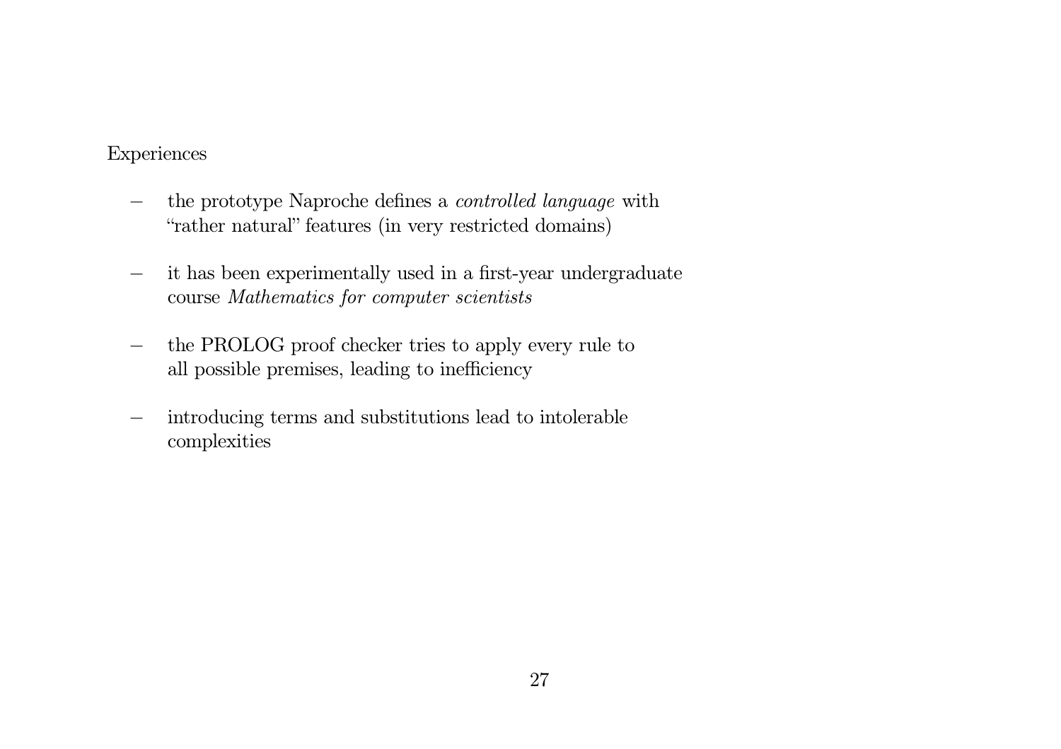Experiences

- the prototype Naproche defines a *controlled language* with "rather natural" features (in very restricted domains)

- it has been experimentally used in a first-year undergraduate course *Mathematics for computer scientists*

- the PROLOG proof checker tries to apply every rule to all possible premises, leading to inefficiency

- introducing terms and substitutions lead to intolerable complexities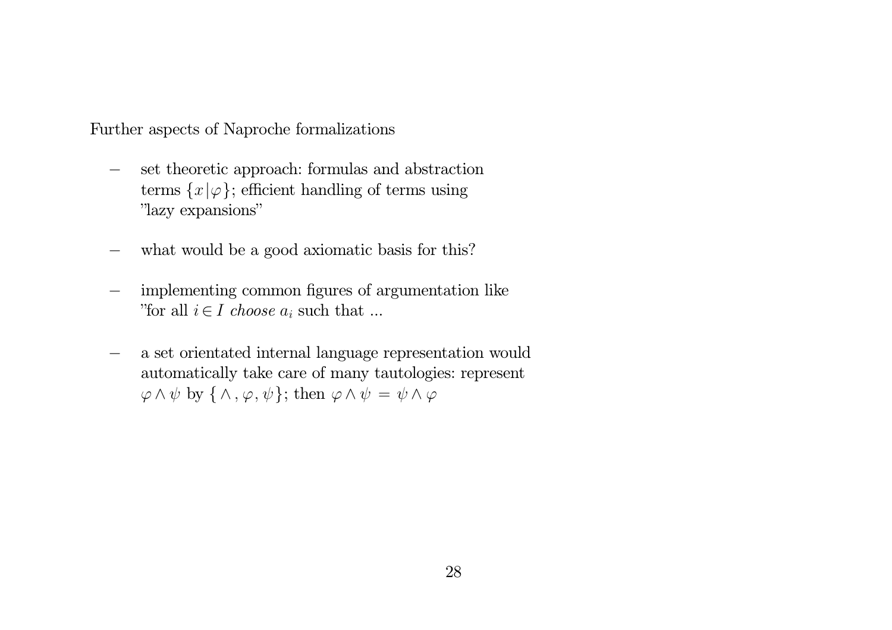Further aspects of Naproche formalizations

- set theoretic approach: formulas and abstraction terms $\{x|\varphi\}$; efficient handling of terms using "lazy expansions"

- what would be a good axiomatic basis for this?

- implementing common figures of argumentation like "for all $i \in I$ *choose* $a_i$ such that ...

- a set orientated internal language representation would automatically take care of many tautologies: represent $\varphi \wedge \psi$ by $\{\wedge, \varphi, \psi\}$; then $\varphi \wedge \psi = \psi \wedge \varphi$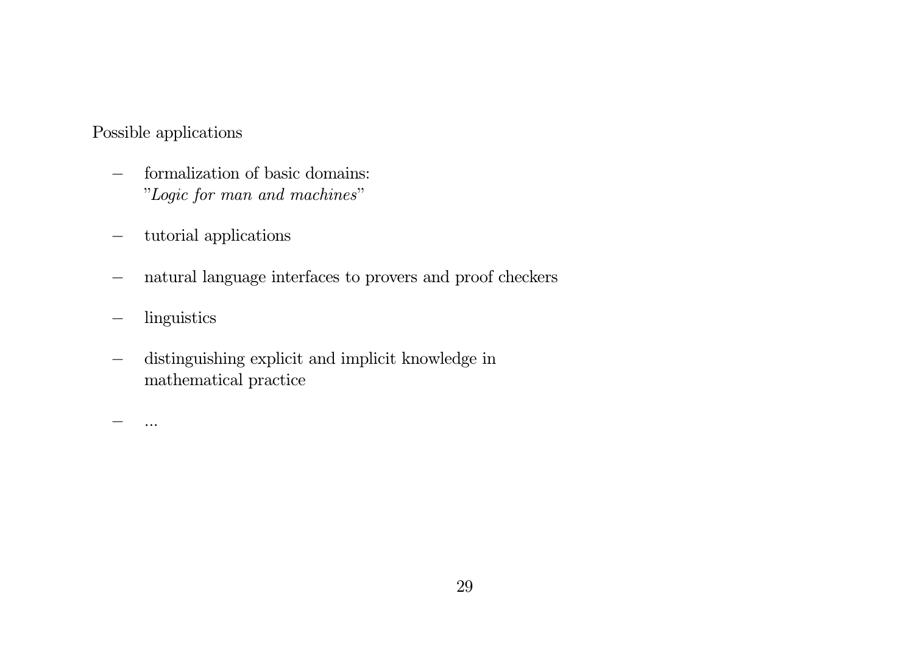Possible applications

- formalization of basic domains:
  "*Logic for man and machines*"

- tutorial applications

- natural language interfaces to provers and proof checkers

- linguistics

- distinguishing explicit and implicit knowledge in mathematical practice

- ...